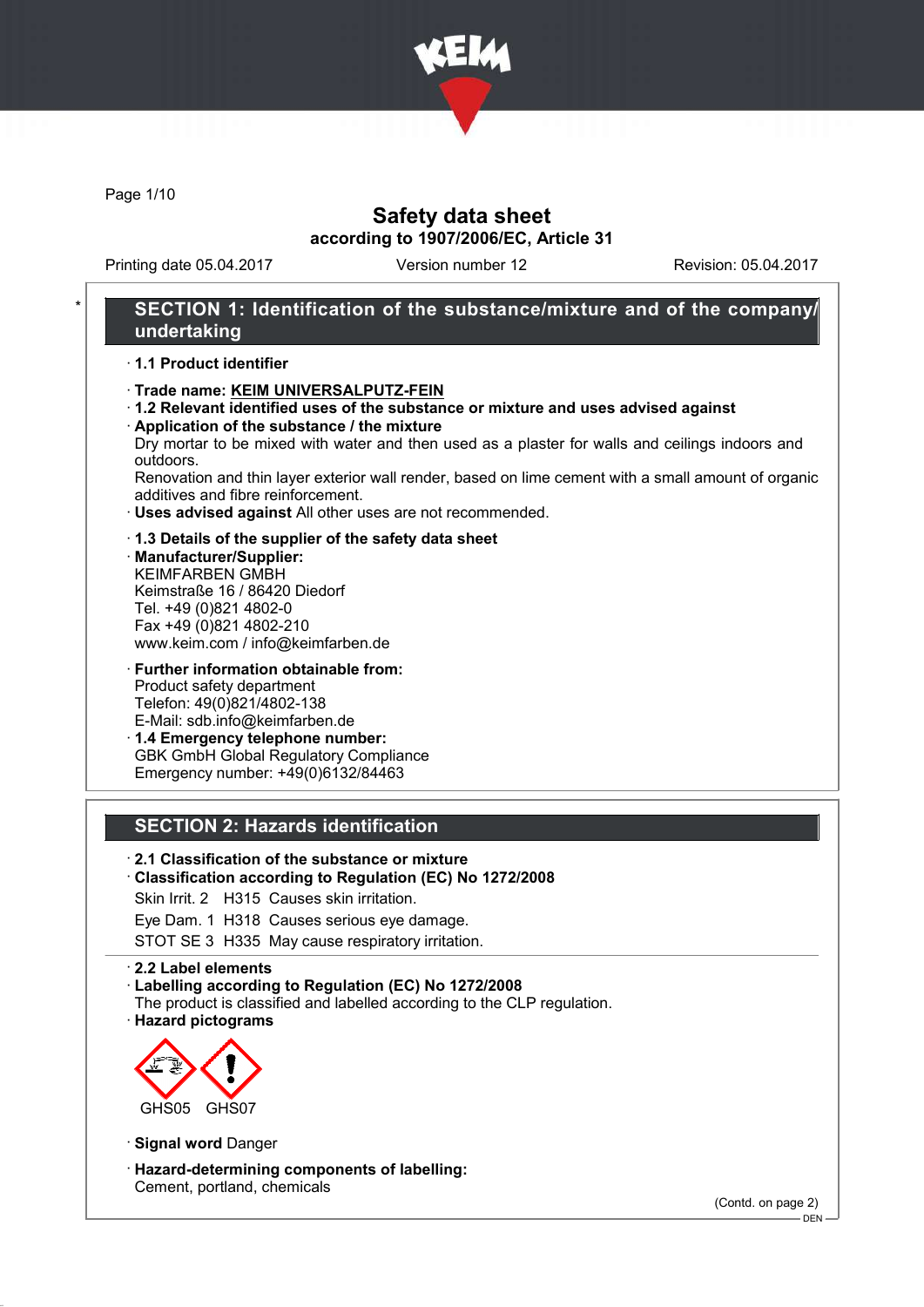# Safety data sheet

**according to 1907/2006/EC, Article 31**

Printing date 05.04.2017 Version number 12 Revision: 05.04.2017

## SECTION 1: Identification of the substance/mixture and of the company/undertaking

- **1.1 Product identifier**
- **Trade name: KEIM UNIVERSALPUTZ-FEIN**
- **1.2 Relevant identified uses of the substance or mixture and uses advised against**
- **Application of the substance / the mixture**
  Dry mortar to be mixed with water and then used as a plaster for walls and ceilings indoors and outdoors.
  Renovation and thin layer exterior wall render, based on lime cement with a small amount of organic additives and fibre reinforcement.
- **Uses advised against** All other uses are not recommended.
- **1.3 Details of the supplier of the safety data sheet**
- **Manufacturer/Supplier:**
  KEIMFARBEN GMBH
  Keimstraße 16 / 86420 Diedorf
  Tel. +49 (0)821 4802-0
  Fax +49 (0)821 4802-210
  www.keim.com / info@keimfarben.de
- **Further information obtainable from:**
  Product safety department
  Telefon: 49(0)821/4802-138
  E-Mail: sdb.info@keimfarben.de
- **1.4 Emergency telephone number:**
  GBK GmbH Global Regulatory Compliance
  Emergency number: +49(0)6132/84463

## SECTION 2: Hazards identification

- **2.1 Classification of the substance or mixture**
- **Classification according to Regulation (EC) No 1272/2008**
  Skin Irrit. 2 H315 Causes skin irritation.
  Eye Dam. 1 H318 Causes serious eye damage.
  STOT SE 3 H335 May cause respiratory irritation.
- **2.2 Label elements**
- **Labelling according to Regulation (EC) No 1272/2008**
  The product is classified and labelled according to the CLP regulation.
- **Hazard pictograms**

  GHS05 GHS07

- **Signal word** Danger
- **Hazard-determining components of labelling:**
  Cement, portland, chemicals

(Contd. on page 2)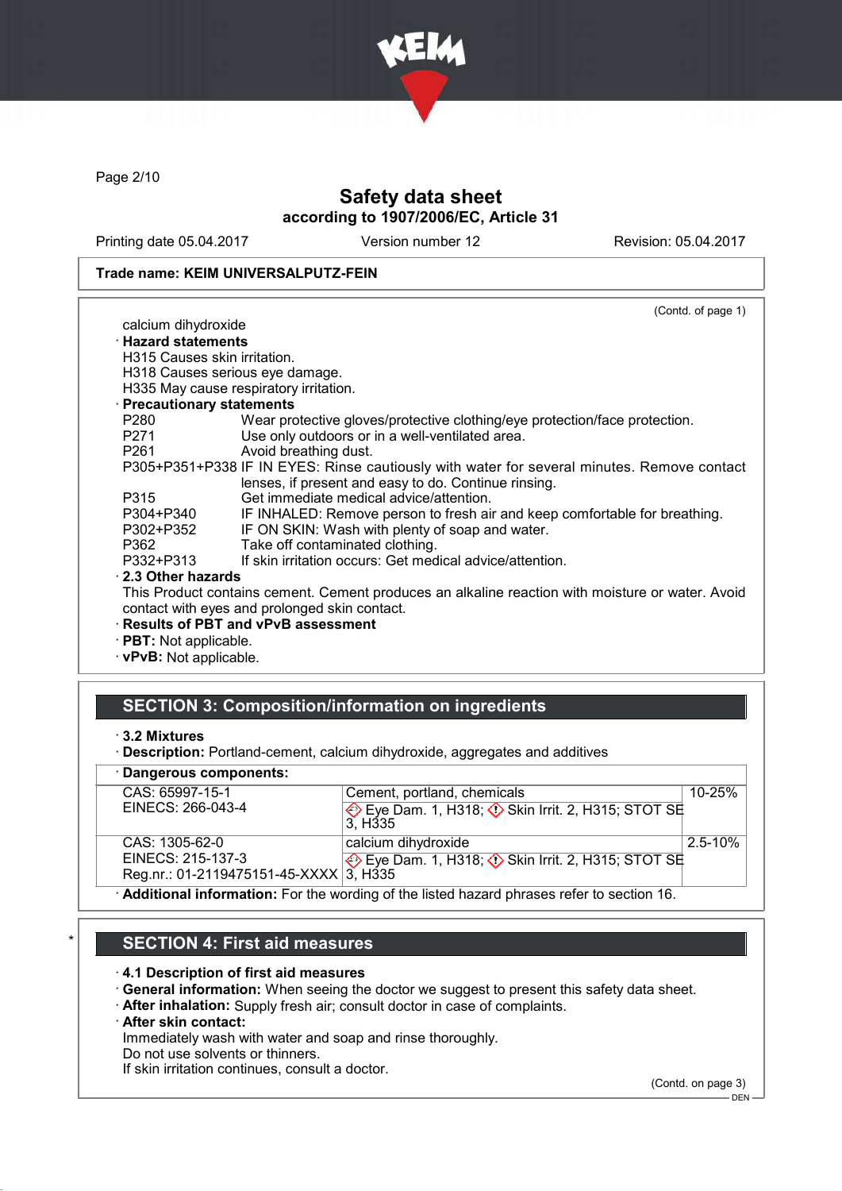Safety data sheet
according to 1907/2006/EC, Article 31

Printing date 05.04.2017 | Version number 12 | Revision: 05.04.2017

**Trade name: KEIM UNIVERSALPUTZ-FEIN**

(Contd. of page 1)

calcium dihydroxide

· **Hazard statements**

H315 Causes skin irritation.
H318 Causes serious eye damage.
H335 May cause respiratory irritation.

· **Precautionary statements**

P280 Wear protective gloves/protective clothing/eye protection/face protection.
P271 Use only outdoors or in a well-ventilated area.
P261 Avoid breathing dust.
P305+P351+P338 IF IN EYES: Rinse cautiously with water for several minutes. Remove contact lenses, if present and easy to do. Continue rinsing.
P315 Get immediate medical advice/attention.
P304+P340 IF INHALED: Remove person to fresh air and keep comfortable for breathing.
P302+P352 IF ON SKIN: Wash with plenty of soap and water.
P362 Take off contaminated clothing.
P332+P313 If skin irritation occurs: Get medical advice/attention.

· **2.3 Other hazards**

This Product contains cement. Cement produces an alkaline reaction with moisture or water. Avoid contact with eyes and prolonged skin contact.

· **Results of PBT and vPvB assessment**
· **PBT:** Not applicable.
· **vPvB:** Not applicable.

## SECTION 3: Composition/information on ingredients

· **3.2 Mixtures**
· **Description:** Portland-cement, calcium dihydroxide, aggregates and additives

| · Dangerous components: | | |
|---|---|---|
| CAS: 65997-15-1<br>EINECS: 266-043-4 | Cement, portland, chemicals<br>Eye Dam. 1, H318; Skin Irrit. 2, H315; STOT SE 3, H335 | 10-25% |
| CAS: 1305-62-0<br>EINECS: 215-137-3<br>Reg.nr.: 01-2119475151-45-XXXX | calcium dihydroxide<br>Eye Dam. 1, H318; Skin Irrit. 2, H315; STOT SE 3, H335 | 2.5-10% |

· **Additional information:** For the wording of the listed hazard phrases refer to section 16.

## SECTION 4: First aid measures

· **4.1 Description of first aid measures**
· **General information:** When seeing the doctor we suggest to present this safety data sheet.
· **After inhalation:** Supply fresh air; consult doctor in case of complaints.
· **After skin contact:**

Immediately wash with water and soap and rinse thoroughly.
Do not use solvents or thinners.
If skin irritation continues, consult a doctor.

(Contd. on page 3)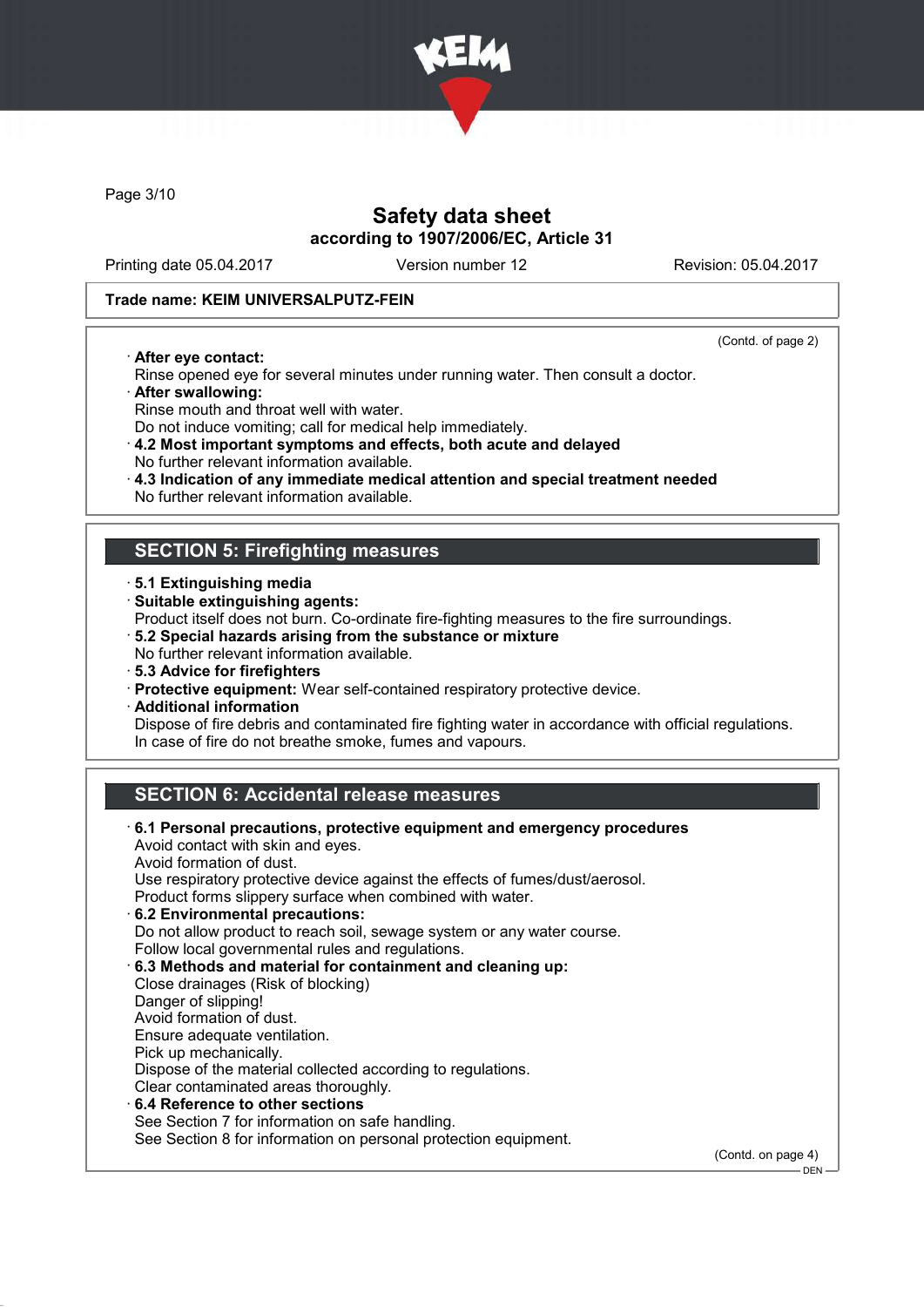Trade name: KEIM UNIVERSALPUTZ-FEIN

(Contd. of page 2)

· **After eye contact:**
Rinse opened eye for several minutes under running water. Then consult a doctor.
· **After swallowing:**
Rinse mouth and throat well with water.
Do not induce vomiting; call for medical help immediately.
· **4.2 Most important symptoms and effects, both acute and delayed**
No further relevant information available.
· **4.3 Indication of any immediate medical attention and special treatment needed**
No further relevant information available.

## SECTION 5: Firefighting measures

· **5.1 Extinguishing media**
· **Suitable extinguishing agents:**
Product itself does not burn. Co-ordinate fire-fighting measures to the fire surroundings.
· **5.2 Special hazards arising from the substance or mixture**
No further relevant information available.
· **5.3 Advice for firefighters**
· **Protective equipment:** Wear self-contained respiratory protective device.
· **Additional information**
Dispose of fire debris and contaminated fire fighting water in accordance with official regulations.
In case of fire do not breathe smoke, fumes and vapours.

## SECTION 6: Accidental release measures

· **6.1 Personal precautions, protective equipment and emergency procedures**
Avoid contact with skin and eyes.
Avoid formation of dust.
Use respiratory protective device against the effects of fumes/dust/aerosol.
Product forms slippery surface when combined with water.
· **6.2 Environmental precautions:**
Do not allow product to reach soil, sewage system or any water course.
Follow local governmental rules and regulations.
· **6.3 Methods and material for containment and cleaning up:**
Close drainages (Risk of blocking)
Danger of slipping!
Avoid formation of dust.
Ensure adequate ventilation.
Pick up mechanically.
Dispose of the material collected according to regulations.
Clear contaminated areas thoroughly.
· **6.4 Reference to other sections**
See Section 7 for information on safe handling.
See Section 8 for information on personal protection equipment.

(Contd. on page 4)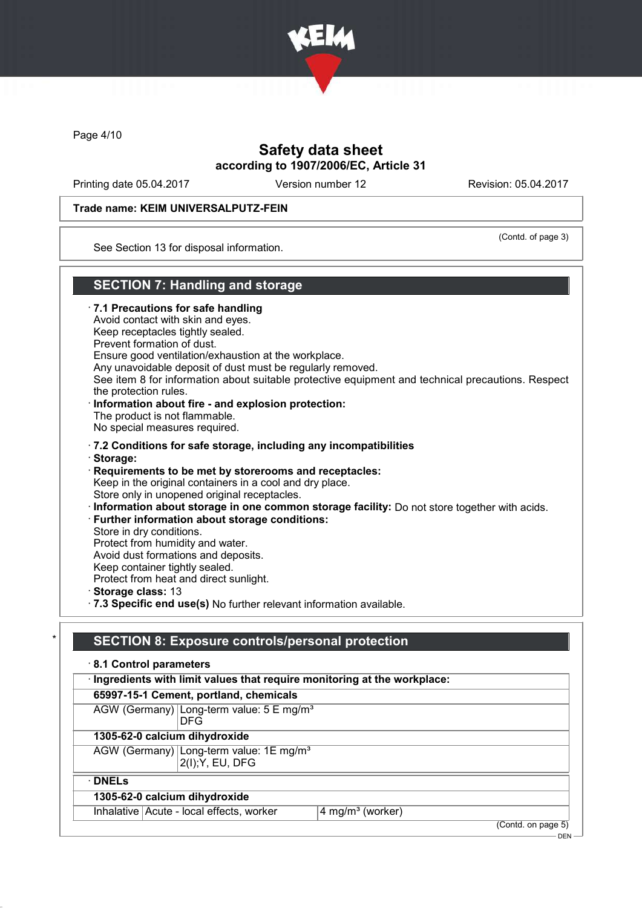# Safety data sheet

**according to 1907/2006/EC, Article 31**

Printing date 05.04.2017 | Version number 12 | Revision: 05.04.2017

**Trade name: KEIM UNIVERSALPUTZ-FEIN**

(Contd. of page 3)

See Section 13 for disposal information.

## SECTION 7: Handling and storage

· **7.1 Precautions for safe handling**
Avoid contact with skin and eyes.
Keep receptacles tightly sealed.
Prevent formation of dust.
Ensure good ventilation/exhaustion at the workplace.
Any unavoidable deposit of dust must be regularly removed.
See item 8 for information about suitable protective equipment and technical precautions. Respect the protection rules.

· **Information about fire - and explosion protection:**
The product is not flammable.
No special measures required.

· **7.2 Conditions for safe storage, including any incompatibilities**
· **Storage:**
· **Requirements to be met by storerooms and receptacles:**
Keep in the original containers in a cool and dry place.
Store only in unopened original receptacles.
· **Information about storage in one common storage facility:** Do not store together with acids.
· **Further information about storage conditions:**
Store in dry conditions.
Protect from humidity and water.
Avoid dust formations and deposits.
Keep container tightly sealed.
Protect from heat and direct sunlight.
· **Storage class:** 13
· **7.3 Specific end use(s)** No further relevant information available.

## * SECTION 8: Exposure controls/personal protection

· **8.1 Control parameters**

| · **Ingredients with limit values that require monitoring at the workplace:** | |
|---|---|
| **65997-15-1 Cement, portland, chemicals** | |
| AGW (Germany) | Long-term value: 5 E mg/m³<br>DFG |
| **1305-62-0 calcium dihydroxide** | |
| AGW (Germany) | Long-term value: 1E mg/m³<br>2(I);Y, EU, DFG |

| · **DNELs** | | |
|---|---|---|
| **1305-62-0 calcium dihydroxide** | | |
| Inhalative | Acute - local effects, worker | 4 mg/m³ (worker) |

(Contd. on page 5)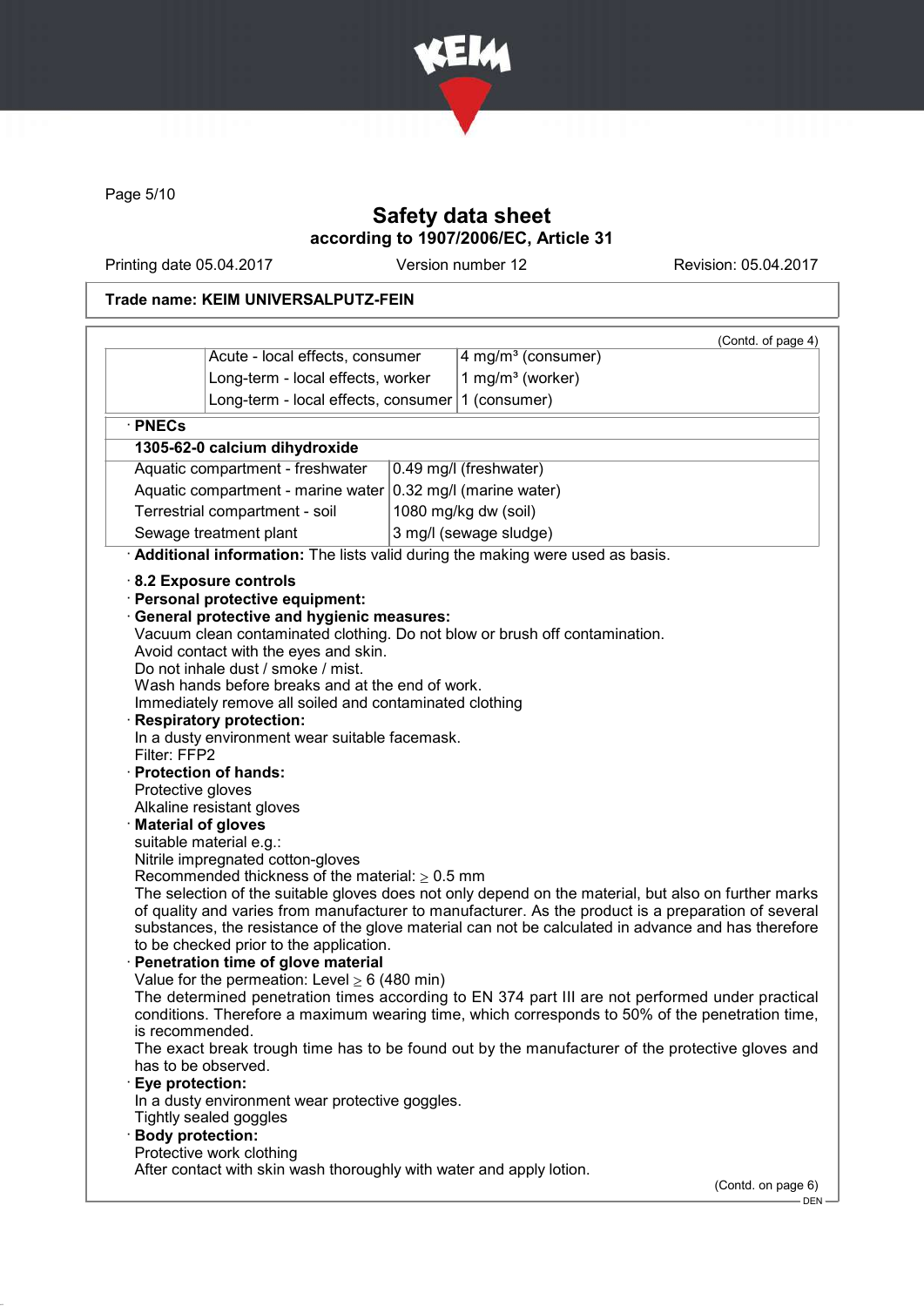Trade name: KEIM UNIVERSALPUTZ-FEIN

(Contd. of page 4)

| | | |
|---|---|---|
| | Acute - local effects, consumer | 4 mg/m³ (consumer) |
| | Long-term - local effects, worker | 1 mg/m³ (worker) |
| | Long-term - local effects, consumer | 1 (consumer) |

· **PNECs**

| **1305-62-0 calcium dihydroxide** | |
|---|---|
| Aquatic compartment - freshwater | 0.49 mg/l (freshwater) |
| Aquatic compartment - marine water | 0.32 mg/l (marine water) |
| Terrestrial compartment - soil | 1080 mg/kg dw (soil) |
| Sewage treatment plant | 3 mg/l (sewage sludge) |

· **Additional information:** The lists valid during the making were used as basis.

· **8.2 Exposure controls**

· **Personal protective equipment:**

· **General protective and hygienic measures:**
Vacuum clean contaminated clothing. Do not blow or brush off contamination.
Avoid contact with the eyes and skin.
Do not inhale dust / smoke / mist.
Wash hands before breaks and at the end of work.
Immediately remove all soiled and contaminated clothing

· **Respiratory protection:**
In a dusty environment wear suitable facemask.
Filter: FFP2

· **Protection of hands:**
Protective gloves
Alkaline resistant gloves

· **Material of gloves**
suitable material e.g.:
Nitrile impregnated cotton-gloves
Recommended thickness of the material: $\geq$ 0.5 mm
The selection of the suitable gloves does not only depend on the material, but also on further marks of quality and varies from manufacturer to manufacturer. As the product is a preparation of several substances, the resistance of the glove material can not be calculated in advance and has therefore to be checked prior to the application.

· **Penetration time of glove material**
Value for the permeation: Level $\geq$ 6 (480 min)
The determined penetration times according to EN 374 part III are not performed under practical conditions. Therefore a maximum wearing time, which corresponds to 50% of the penetration time, is recommended.
The exact break trough time has to be found out by the manufacturer of the protective gloves and has to be observed.

· **Eye protection:**
In a dusty environment wear protective goggles.
Tightly sealed goggles

· **Body protection:**
Protective work clothing
After contact with skin wash thoroughly with water and apply lotion.

(Contd. on page 6)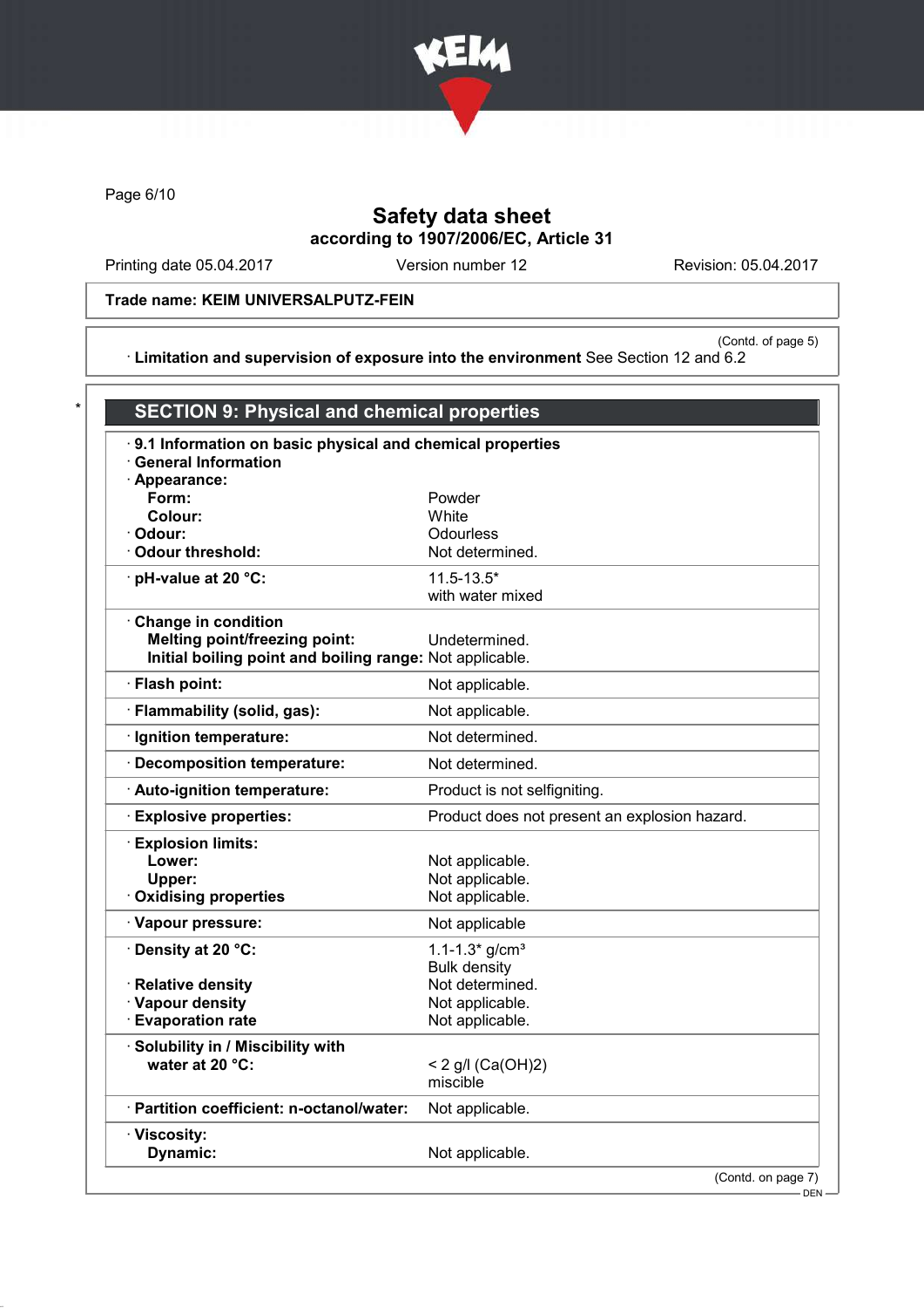# Safety data sheet
**according to 1907/2006/EC, Article 31**

Printing date 05.04.2017 Version number 12 Revision: 05.04.2017

**Trade name: KEIM UNIVERSALPUTZ-FEIN**

(Contd. of page 5)

· **Limitation and supervision of exposure into the environment** See Section 12 and 6.2

\*

## SECTION 9: Physical and chemical properties

· **9.1 Information on basic physical and chemical properties**
· **General Information**

| | |
|---|---|
| · **Appearance:** | |
| **Form:** | Powder |
| **Colour:** | White |
| · **Odour:** | Odourless |
| · **Odour threshold:** | Not determined. |
| · **pH-value at 20 °C:** | 11.5-13.5* with water mixed |
| · **Change in condition** | |
| **Melting point/freezing point:** | Undetermined. |
| **Initial boiling point and boiling range:** | Not applicable. |
| · **Flash point:** | Not applicable. |
| · **Flammability (solid, gas):** | Not applicable. |
| · **Ignition temperature:** | Not determined. |
| · **Decomposition temperature:** | Not determined. |
| · **Auto-ignition temperature:** | Product is not selfigniting. |
| · **Explosive properties:** | Product does not present an explosion hazard. |
| · **Explosion limits:** | |
| **Lower:** | Not applicable. |
| **Upper:** | Not applicable. |
| · **Oxidising properties** | Not applicable. |
| · **Vapour pressure:** | Not applicable |
| · **Density at 20 °C:** | 1.1-1.3* g/cm³ Bulk density |
| · **Relative density** | Not determined. |
| · **Vapour density** | Not applicable. |
| · **Evaporation rate** | Not applicable. |
| · **Solubility in / Miscibility with** | |
| **water at 20 °C:** | < 2 g/l ($Ca(OH)_2$) miscible |
| · **Partition coefficient: n-octanol/water:** | Not applicable. |
| · **Viscosity:** | |
| **Dynamic:** | Not applicable. |

(Contd. on page 7)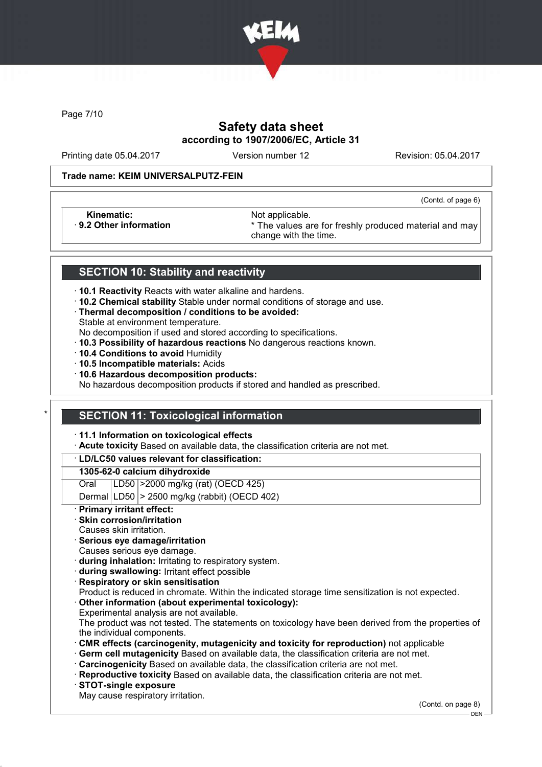# Safety data sheet
## according to 1907/2006/EC, Article 31

Printing date 05.04.2017 | Version number 12 | Revision: 05.04.2017

**Trade name: KEIM UNIVERSALPUTZ-FEIN**

(Contd. of page 6)

| | |
|---|---|
| **Kinematic:** | Not applicable. |
| · **9.2 Other information** | * The values are for freshly produced material and may change with the time. |

## SECTION 10: Stability and reactivity

· **10.1 Reactivity** Reacts with water alkaline and hardens.
· **10.2 Chemical stability** Stable under normal conditions of storage and use.
· **Thermal decomposition / conditions to be avoided:**
Stable at environment temperature.
No decomposition if used and stored according to specifications.
· **10.3 Possibility of hazardous reactions** No dangerous reactions known.
· **10.4 Conditions to avoid** Humidity
· **10.5 Incompatible materials:** Acids
· **10.6 Hazardous decomposition products:**
No hazardous decomposition products if stored and handled as prescribed.

## * SECTION 11: Toxicological information

· **11.1 Information on toxicological effects**
· **Acute toxicity** Based on available data, the classification criteria are not met.

· **LD/LC50 values relevant for classification:**

| **1305-62-0 calcium dihydroxide** | | |
|---|---|---|
| Oral | LD50 | >2000 mg/kg (rat) (OECD 425) |
| Dermal | LD50 | > 2500 mg/kg (rabbit) (OECD 402) |

· **Primary irritant effect:**
· **Skin corrosion/irritation**
Causes skin irritation.
· **Serious eye damage/irritation**
Causes serious eye damage.
· **during inhalation:** Irritating to respiratory system.
· **during swallowing:** Irritant effect possible
· **Respiratory or skin sensitisation**
Product is reduced in chromate. Within the indicated storage time sensitization is not expected.
· **Other information (about experimental toxicology):**
Experimental analysis are not available.
The product was not tested. The statements on toxicology have been derived from the properties of the individual components.
· **CMR effects (carcinogenity, mutagenicity and toxicity for reproduction)** not applicable
· **Germ cell mutagenicity** Based on available data, the classification criteria are not met.
· **Carcinogenicity** Based on available data, the classification criteria are not met.
· **Reproductive toxicity** Based on available data, the classification criteria are not met.
· **STOT-single exposure**
May cause respiratory irritation.

(Contd. on page 8)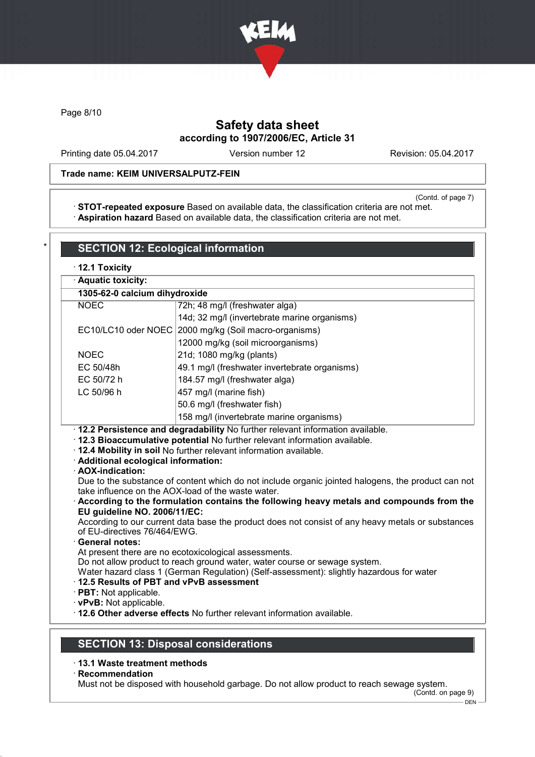Safety data sheet
according to 1907/2006/EC, Article 31

Printing date 05.04.2017 Version number 12 Revision: 05.04.2017

**Trade name: KEIM UNIVERSALPUTZ-FEIN**

(Contd. of page 7)

· **STOT-repeated exposure** Based on available data, the classification criteria are not met.
· **Aspiration hazard** Based on available data, the classification criteria are not met.

## SECTION 12: Ecological information

· **12.1 Toxicity**

| · **Aquatic toxicity:** | |
|---|---|
| **1305-62-0 calcium dihydroxide** | |
| NOEC | 72h; 48 mg/l (freshwater alga) |
| | 14d; 32 mg/l (invertebrate marine organisms) |
| EC10/LC10 oder NOEC | 2000 mg/kg (Soil macro-organisms) |
| | 12000 mg/kg (soil microorganisms) |
| NOEC | 21d; 1080 mg/kg (plants) |
| EC 50/48h | 49.1 mg/l (freshwater invertebrate organisms) |
| EC 50/72 h | 184.57 mg/l (freshwater alga) |
| LC 50/96 h | 457 mg/l (marine fish) |
| | 50.6 mg/l (freshwater fish) |
| | 158 mg/l (invertebrate marine organisms) |

· **12.2 Persistence and degradability** No further relevant information available.
· **12.3 Bioaccumulative potential** No further relevant information available.
· **12.4 Mobility in soil** No further relevant information available.
· **Additional ecological information:**
· **AOX-indication:**
Due to the substance of content which do not include organic jointed halogens, the product can not take influence on the AOX-load of the waste water.
· **According to the formulation contains the following heavy metals and compounds from the EU guideline NO. 2006/11/EC:**
According to our current data base the product does not consist of any heavy metals or substances of EU-directives 76/464/EWG.
· **General notes:**
At present there are no ecotoxicological assessments.
Do not allow product to reach ground water, water course or sewage system.
Water hazard class 1 (German Regulation) (Self-assessment): slightly hazardous for water
· **12.5 Results of PBT and vPvB assessment**
· **PBT:** Not applicable.
· **vPvB:** Not applicable.
· **12.6 Other adverse effects** No further relevant information available.

## SECTION 13: Disposal considerations

· **13.1 Waste treatment methods**
· **Recommendation**
Must not be disposed with household garbage. Do not allow product to reach sewage system.

(Contd. on page 9)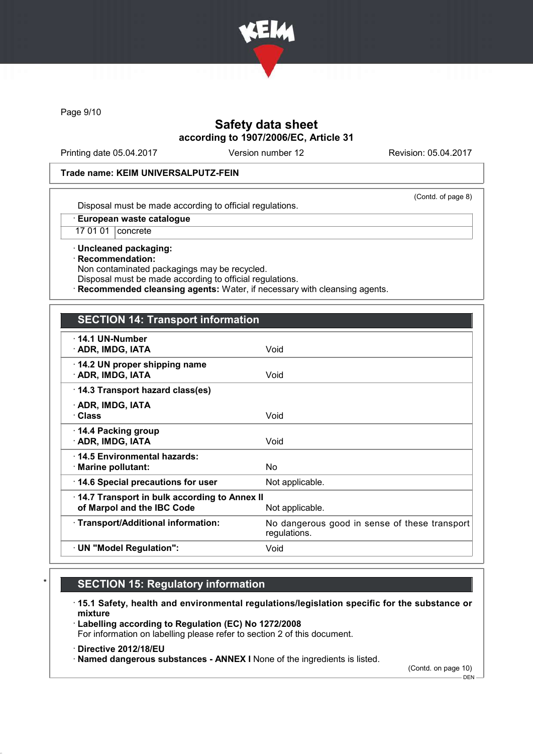Trade name: KEIM UNIVERSALPUTZ-FEIN

(Contd. of page 8)

Disposal must be made according to official regulations.

| · European waste catalogue | |
|---|---|
| 17 01 01 | concrete |

· **Uncleaned packaging:**
· **Recommendation:**
Non contaminated packagings may be recycled.
Disposal must be made according to official regulations.
· **Recommended cleansing agents:** Water, if necessary with cleansing agents.

## SECTION 14: Transport information

| | |
|---|---|
| · **14.1 UN-Number** | |
| · **ADR, IMDG, IATA** | Void |
| · **14.2 UN proper shipping name** | |
| · **ADR, IMDG, IATA** | Void |
| · **14.3 Transport hazard class(es)** | |
| · **ADR, IMDG, IATA** | |
| · **Class** | Void |
| · **14.4 Packing group** | |
| · **ADR, IMDG, IATA** | Void |
| · **14.5 Environmental hazards:** | |
| · **Marine pollutant:** | No |
| · **14.6 Special precautions for user** | Not applicable. |
| · **14.7 Transport in bulk according to Annex II of Marpol and the IBC Code** | Not applicable. |
| · **Transport/Additional information:** | No dangerous good in sense of these transport regulations. |
| · **UN "Model Regulation":** | Void |

## * SECTION 15: Regulatory information

· **15.1 Safety, health and environmental regulations/legislation specific for the substance or mixture**
· **Labelling according to Regulation (EC) No 1272/2008**
For information on labelling please refer to section 2 of this document.

· **Directive 2012/18/EU**
· **Named dangerous substances - ANNEX I** None of the ingredients is listed.

(Contd. on page 10)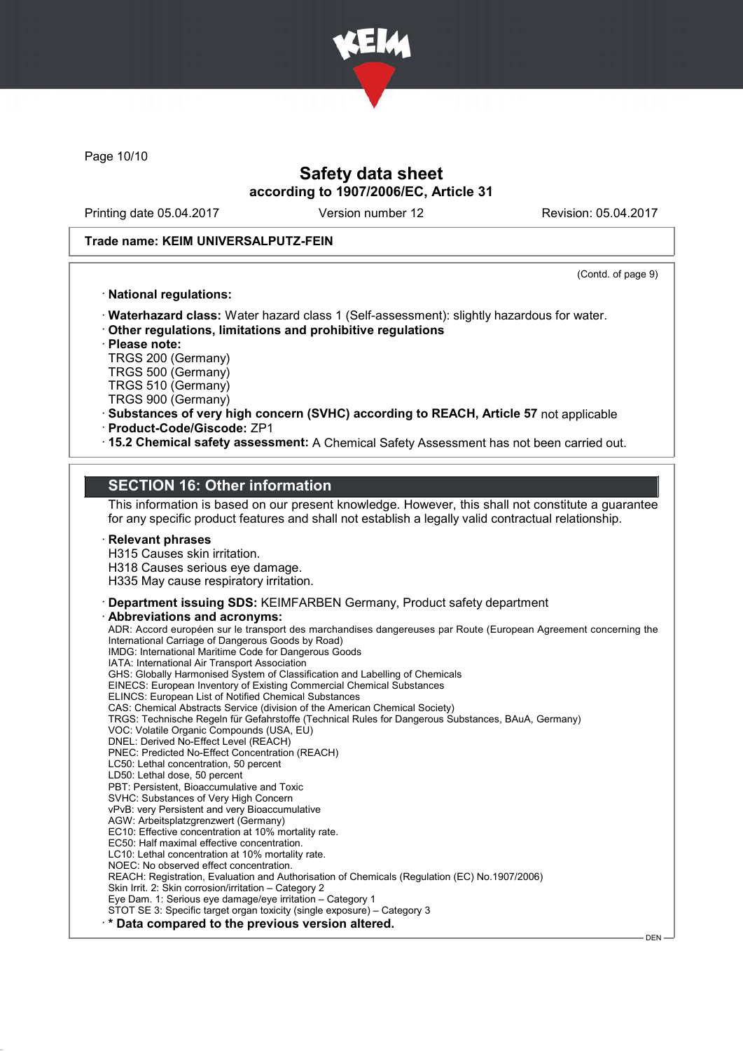(Contd. of page 9)

· **National regulations:**

· **Waterhazard class:** Water hazard class 1 (Self-assessment): slightly hazardous for water.
· **Other regulations, limitations and prohibitive regulations**
· **Please note:**
TRGS 200 (Germany)
TRGS 500 (Germany)
TRGS 510 (Germany)
TRGS 900 (Germany)
· **Substances of very high concern (SVHC) according to REACH, Article 57** not applicable
· **Product-Code/Giscode:** ZP1
· **15.2 Chemical safety assessment:** A Chemical Safety Assessment has not been carried out.

## SECTION 16: Other information

This information is based on our present knowledge. However, this shall not constitute a guarantee for any specific product features and shall not establish a legally valid contractual relationship.

· **Relevant phrases**
H315 Causes skin irritation.
H318 Causes serious eye damage.
H335 May cause respiratory irritation.

· **Department issuing SDS:** KEIMFARBEN Germany, Product safety department
· **Abbreviations and acronyms:**
ADR: Accord européen sur le transport des marchandises dangereuses par Route (European Agreement concerning the International Carriage of Dangerous Goods by Road)
IMDG: International Maritime Code for Dangerous Goods
IATA: International Air Transport Association
GHS: Globally Harmonised System of Classification and Labelling of Chemicals
EINECS: European Inventory of Existing Commercial Chemical Substances
ELINCS: European List of Notified Chemical Substances
CAS: Chemical Abstracts Service (division of the American Chemical Society)
TRGS: Technische Regeln für Gefahrstoffe (Technical Rules for Dangerous Substances, BAuA, Germany)
VOC: Volatile Organic Compounds (USA, EU)
DNEL: Derived No-Effect Level (REACH)
PNEC: Predicted No-Effect Concentration (REACH)
LC50: Lethal concentration, 50 percent
LD50: Lethal dose, 50 percent
PBT: Persistent, Bioaccumulative and Toxic
SVHC: Substances of Very High Concern
vPvB: very Persistent and very Bioaccumulative
AGW: Arbeitsplatzgrenzwert (Germany)
EC10: Effective concentration at 10% mortality rate.
EC50: Half maximal effective concentration.
LC10: Lethal concentration at 10% mortality rate.
NOEC: No observed effect concentration.
REACH: Registration, Evaluation and Authorisation of Chemicals (Regulation (EC) No.1907/2006)
Skin Irrit. 2: Skin corrosion/irritation – Category 2
Eye Dam. 1: Serious eye damage/eye irritation – Category 1
STOT SE 3: Specific target organ toxicity (single exposure) – Category 3
· **\* Data compared to the previous version altered.**